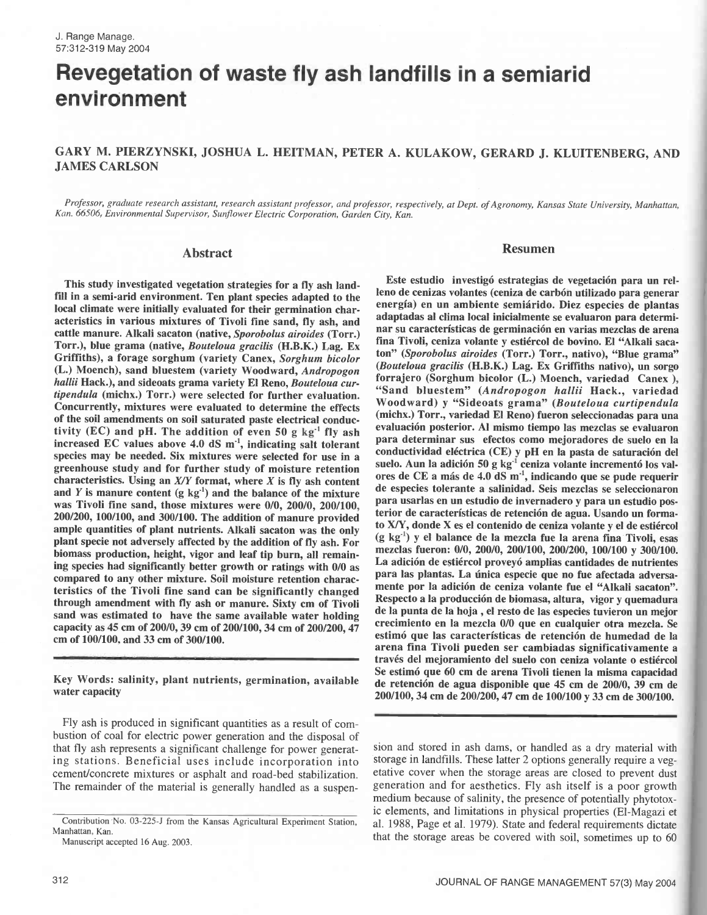# Revegetation of waste fly ash landfills in a semiarid environment

GARY M. PIERZYNSKI, JOSHUA L. HEITMAN, PETER A. KULAKOW, GERARD J. KLUITENBERG, AND JAMES CARLSON

*Professor, graduate research assistant, research assistant professor, and professor, respectively, at Dept. of Agronomy, Kansas State University, Manhattan, Kan. 66506, Environmental Supervisor, Sunflower Electric Corporation, Garden City, Kan.*

## Abstract

This study investigated vegetation strategies for a fly ash landfill in a semi-arid environment. Ten plant species adapted to the local climate were initially evaluated for their germination characteristics in various mixtures of Tivoli fine sand, fly ash, and cattle manure. Alkali sacaton (native, *Sporobolus airoides* (Torr.) Torr.), blue grama (native, *Bouteloua gracilis* (H.B.K.) Lag. Ex Griffiths), a forage sorghum (variety Canex, *Sorghum bicolor* (L.) Moench), sand bluestem (variety Woodward, *Andropogon hallii* Hack.), and sideoats grama variety El Reno, *Bouteloua curtipendula* (michx.) Torr.) were selected for further evaluation. Concurrently, mixtures were evaluated to determine the effects of the soil amendments on soil saturated paste electrical conductivity (EC) and pH. The addition of even 50 g kg$^{-1}$ fly ash increased EC values above 4.0 dS m$^{-1}$, indicating salt tolerant species may be needed. Six mixtures were selected for use in a greenhouse study and for further study of moisture retention characteristics. Using an *X/Y* format, where *X* is fly ash content and *Y* is manure content (g kg$^{-1}$) and the balance of the mixture was Tivoli fine sand, those mixtures were 0/0, 200/0, 200/100, 200/200, 100/100, and 300/100. The addition of manure provided ample quantities of plant nutrients. Alkali sacaton was the only plant specie not adversely affected by the addition of fly ash. For biomass production, height, vigor and leaf tip burn, all remaining species had significantly better growth or ratings with 0/0 as compared to any other mixture. Soil moisture retention characteristics of the Tivoli fine sand can be significantly changed through amendment with fly ash or manure. Sixty cm of Tivoli sand was estimated to have the same available water holding capacity as 45 cm of 200/0, 39 cm of 200/100, 34 cm of 200/200, 47 cm of 100/100, and 33 cm of 300/100.

**Key Words:** salinity, plant nutrients, germination, available water capacity

## Resumen

Este estudio investigó estrategias de vegetación para un relleno de cenizas volantes (ceniza de carbón utilizado para generar energía) en un ambiente semiárido. Diez especies de plantas adaptadas al clima local inicialmente se evaluaron para determinar su características de germinación en varias mezclas de arena fina Tivoli, ceniza volante y estiércol de bovino. El "Alkali sacaton" (*Sporobolus airoides* (Torr.) Torr., nativo), "Blue grama" (*Bouteloua gracilis* (H.B.K.) Lag. Ex Griffiths nativo), un sorgo forrajero (Sorghum bicolor (L.) Moench, variedad Canex ), "Sand bluestem" (*Andropogon hallii* Hack., variedad Woodward) y "Sideoats grama" (*Bouteloua curtipendula* (michx.) Torr., variedad El Reno) fueron seleccionadas para una evaluación posterior. Al mismo tiempo las mezclas se evaluaron para determinar sus efectos como mejoradores de suelo en la conductividad eléctrica (CE) y pH en la pasta de saturación del suelo. Aun la adición 50 g kg$^{-1}$ ceniza volante incrementó los valores de CE a más de 4.0 dS m$^{-1}$, indicando que se pude requerir de especies tolerante a salinidad. Seis mezclas se seleccionaron para usarlas en un estudio de invernadero y para un estudio posterior de características de retención de agua. Usando un formato X/Y, donde X es el contenido de ceniza volante y el de estiércol (g kg$^{-1}$) y el balance de la mezcla fue la arena fina Tivoli, esas mezclas fueron: 0/0, 200/0, 200/100, 200/200, 100/100 y 300/100. La adición de estiércol proveyó amplias cantidades de nutrientes para las plantas. La única especie que no fue afectada adversamente por la adición de ceniza volante fue el "Alkali sacaton". Respecto a la producción de biomasa, altura, vigor y quemadura de la punta de la hoja , el resto de las especies tuvieron un mejor crecimiento en la mezcla 0/0 que en cualquier otra mezcla. Se estimó que las características de retención de humedad de la arena fina Tivoli pueden ser cambiadas significativamente a través del mejoramiento del suelo con ceniza volante o estiércol Se estimó que 60 cm de arena Tivoli tienen la misma capacidad de retención de agua disponible que 45 cm de 200/0, 39 cm de 200/100, 34 cm de 200/200, 47 cm de 100/100 y 33 cm de 300/100.

Fly ash is produced in significant quantities as a result of combustion of coal for electric power generation and the disposal of that fly ash represents a significant challenge for power generating stations. Beneficial uses include incorporation into cement/concrete mixtures or asphalt and road-bed stabilization. The remainder of the material is generally handled as a suspension and stored in ash dams, or handled as a dry material with storage in landfills. These latter 2 options generally require a vegetative cover when the storage areas are closed to prevent dust generation and for aesthetics. Fly ash itself is a poor growth medium because of salinity, the presence of potentially phytotoxic elements, and limitations in physical properties (El-Magazi et al. 1988, Page et al. 1979). State and federal requirements dictate that the storage areas be covered with soil, sometimes up to 60

Contribution No. 03-225-J from the Kansas Agricultural Experiment Station, Manhattan, Kan.

Manuscript accepted 16 Aug. 2003.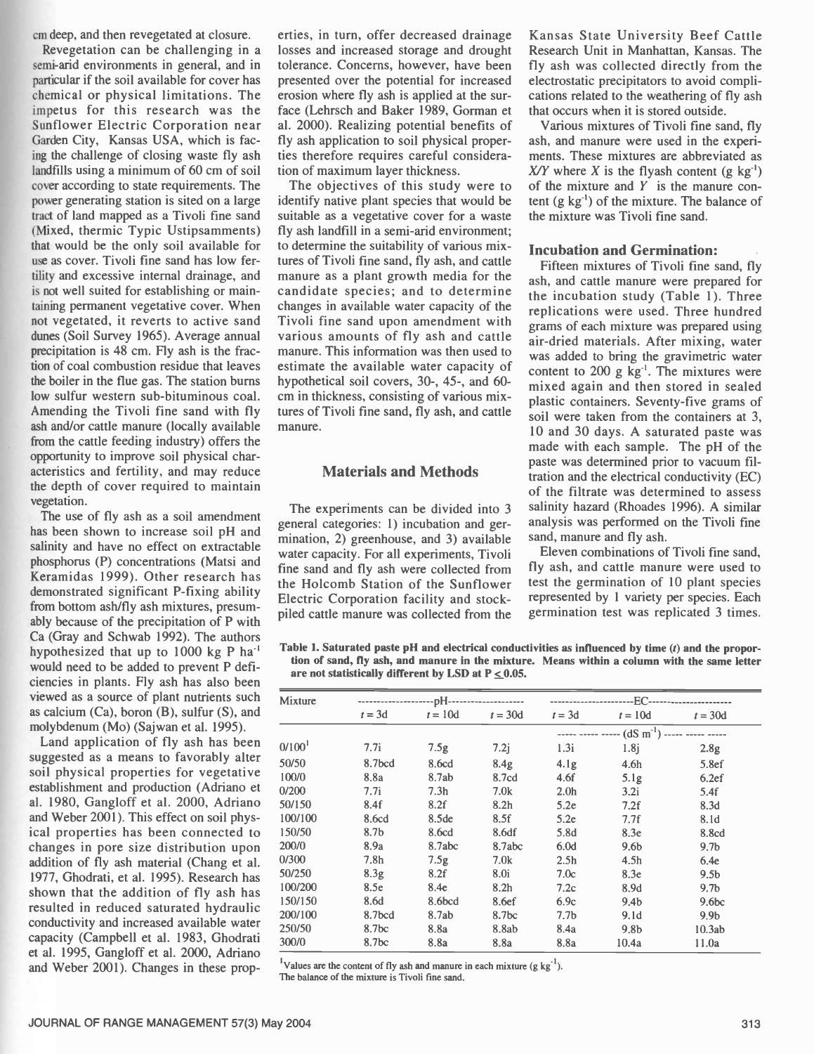cm deep, and then revegetated at closure.

Revegetation can be challenging in a semi-arid environments in general, and in particular if the soil available for cover has chemical or physical limitations. The impetus for this research was the Sunflower Electric Corporation near Garden City, Kansas USA, which is facing the challenge of closing waste fly ash landfills using a minimum of 60 cm of soil cover according to state requirements. The power generating station is sited on a large tract of land mapped as a Tivoli fine sand (Mixed, thermic Typic Ustipsamments) that would be the only soil available for use as cover. Tivoli fine sand has low fertility and excessive internal drainage, and is not well suited for establishing or maintaining permanent vegetative cover. When not vegetated, it reverts to active sand dunes (Soil Survey 1965). Average annual precipitation is 48 cm. Fly ash is the fraction of coal combustion residue that leaves the boiler in the flue gas. The station burns low sulfur western sub-bituminous coal. Amending the Tivoli fine sand with fly ash and/or cattle manure (locally available from the cattle feeding industry) offers the opportunity to improve soil physical characteristics and fertility, and may reduce the depth of cover required to maintain vegetation.

The use of fly ash as a soil amendment has been shown to increase soil pH and salinity and have no effect on extractable phosphorus (P) concentrations (Matsi and Keramidas 1999). Other research has demonstrated significant P-fixing ability from bottom ash/fly ash mixtures, presumably because of the precipitation of P with Ca (Gray and Schwab 1992). The authors hypothesized that up to 1000 kg P ha$^{-1}$ would need to be added to prevent P deficiencies in plants. Fly ash has also been viewed as a source of plant nutrients such as calcium (Ca), boron (B), sulfur (S), and molybdenum (Mo) (Sajwan et al. 1995).

Land application of fly ash has been suggested as a means to favorably alter soil physical properties for vegetative establishment and production (Adriano et al. 1980, Gangloff et al. 2000, Adriano and Weber 2001). This effect on soil physical properties has been connected to changes in pore size distribution upon addition of fly ash material (Chang et al. 1977, Ghodrati, et al. 1995). Research has shown that the addition of fly ash has resulted in reduced saturated hydraulic conductivity and increased available water capacity (Campbell et al. 1983, Ghodrati et al. 1995, Gangloff et al. 2000, Adriano and Weber 2001). Changes in these properties, in turn, offer decreased drainage losses and increased storage and drought tolerance. Concerns, however, have been presented over the potential for increased erosion where fly ash is applied at the surface (Lehrsch and Baker 1989, Gorman et al. 2000). Realizing potential benefits of fly ash application to soil physical properties therefore requires careful consideration of maximum layer thickness.

The objectives of this study were to identify native plant species that would be suitable as a vegetative cover for a waste fly ash landfill in a semi-arid environment; to determine the suitability of various mixtures of Tivoli fine sand, fly ash, and cattle manure as a plant growth media for the candidate species; and to determine changes in available water capacity of the Tivoli fine sand upon amendment with various amounts of fly ash and cattle manure. This information was then used to estimate the available water capacity of hypothetical soil covers, 30-, 45-, and 60-cm in thickness, consisting of various mixtures of Tivoli fine sand, fly ash, and cattle manure.

## Materials and Methods

The experiments can be divided into 3 general categories: 1) incubation and germination, 2) greenhouse, and 3) available water capacity. For all experiments, Tivoli fine sand and fly ash were collected from the Holcomb Station of the Sunflower Electric Corporation facility and stockpiled cattle manure was collected from the Kansas State University Beef Cattle Research Unit in Manhattan, Kansas. The fly ash was collected directly from the electrostatic precipitators to avoid complications related to the weathering of fly ash that occurs when it is stored outside.

Various mixtures of Tivoli fine sand, fly ash, and manure were used in the experiments. These mixtures are abbreviated as *X/Y* where *X* is the flyash content (g kg$^{-1}$) of the mixture and *Y* is the manure content (g kg$^{-1}$) of the mixture. The balance of the mixture was Tivoli fine sand.

### Incubation and Germination:

Fifteen mixtures of Tivoli fine sand, fly ash, and cattle manure were prepared for the incubation study (Table 1). Three replications were used. Three hundred grams of each mixture was prepared using air-dried materials. After mixing, water was added to bring the gravimetric water content to 200 g kg$^{-1}$. The mixtures were mixed again and then stored in sealed plastic containers. Seventy-five grams of soil were taken from the containers at 3, 10 and 30 days. A saturated paste was made with each sample. The pH of the paste was determined prior to vacuum filtration and the electrical conductivity (EC) of the filtrate was determined to assess salinity hazard (Rhoades 1996). A similar analysis was performed on the Tivoli fine sand, manure and fly ash.

Eleven combinations of Tivoli fine sand, fly ash, and cattle manure were used to test the germination of 10 plant species represented by 1 variety per species. Each germination test was replicated 3 times.

**Table 1. Saturated paste pH and electrical conductivities as influenced by time (*t*) and the proportion of sand, fly ash, and manure in the mixture. Means within a column with the same letter are not statistically different by LSD at $P \leq 0.05$.**

| Mixture | pH | | | EC (dS m$^{-1}$) | | |
|---|---|---|---|---|---|---|
| | $t$ = 3d | $t$ = 10d | $t$ = 30d | $t$ = 3d | $t$ = 10d | $t$ = 30d |
| 0/100[1] | 7.7i | 7.5g | 7.2j | 1.3i | 1.8j | 2.8g |
| 50/50 | 8.7bcd | 8.6cd | 8.4g | 4.1g | 4.6h | 5.8ef |
| 100/0 | 8.8a | 8.7ab | 8.7cd | 4.6f | 5.1g | 6.2ef |
| 0/200 | 7.7i | 7.3h | 7.0k | 2.0h | 3.2i | 5.4f |
| 50/150 | 8.4f | 8.2f | 8.2h | 5.2e | 7.2f | 8.3d |
| 100/100 | 8.6cd | 8.5de | 8.5f | 5.2e | 7.7f | 8.1d |
| 150/50 | 8.7b | 8.6cd | 8.6df | 5.8d | 8.3e | 8.8cd |
| 200/0 | 8.9a | 8.7abc | 8.7abc | 6.0d | 9.6b | 9.7b |
| 0/300 | 7.8h | 7.5g | 7.0k | 2.5h | 4.5h | 6.4e |
| 50/250 | 8.3g | 8.2f | 8.0i | 7.0c | 8.3e | 9.5b |
| 100/200 | 8.5e | 8.4e | 8.2h | 7.2c | 8.9d | 9.7b |
| 150/150 | 8.6d | 8.6bcd | 8.6ef | 6.9c | 9.4b | 9.6bc |
| 200/100 | 8.7bcd | 8.7ab | 8.7bc | 7.7b | 9.1d | 9.9b |
| 250/50 | 8.7bc | 8.8a | 8.8ab | 8.4a | 9.8b | 10.3ab |
| 300/0 | 8.7bc | 8.8a | 8.8a | 8.8a | 10.4a | 11.0a |

[1]Values are the content of fly ash and manure in each mixture (g kg$^{-1}$). The balance of the mixture is Tivoli fine sand.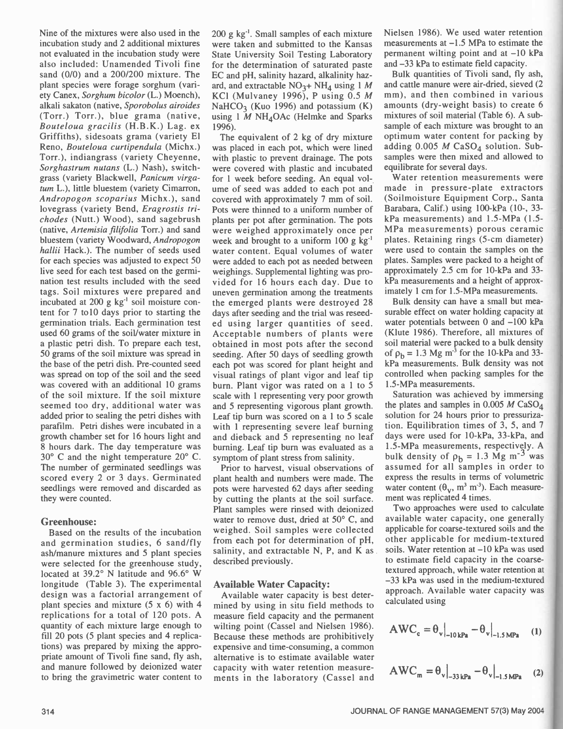Nine of the mixtures were also used in the incubation study and 2 additional mixtures not evaluated in the incubation study were also included: Unamended Tivoli fine sand (0/0) and a 200/200 mixture. The plant species were forage sorghum (variety Canex, *Sorghum bicolor* (L.) Moench), alkali sakaton (native, *Sporobolus airoides* (Torr.) Torr.), blue grama (native, *Bouteloua gracilis* (H.B.K.) Lag. ex Griffiths), sidesoats grama (variety El Reno, *Bouteloua curtipendula* (Michx.) Torr.), indiangrass (variety Cheyenne, *Sorghastrum nutans* (L.) Nash), switchgrass (variety Blackwell, *Panicum virgatum* L.), little bluestem (variety Cimarron, *Andropogon scoparius* Michx.), sand lovegrass (variety Bend, *Eragrostis trichodes* (Nutt.) Wood), sand sagebrush (native, *Artemisia filifolia* Torr.) and sand bluestem (variety Woodward, *Andropogon hallii* Hack.). The number of seeds used for each species was adjusted to expect 50 live seed for each test based on the germination test results included with the seed tags. Soil mixtures were prepared and incubated at 200 g $kg^{-1}$ soil moisture content for 7 to10 days prior to starting the germination trials. Each germination test used 60 grams of the soil/water mixture in a plastic petri dish. To prepare each test, 50 grams of the soil mixture was spread in the base of the petri dish. Pre-counted seed was spread on top of the soil and the seed was covered with an additional 10 grams of the soil mixture. If the soil mixture seemed too dry, additional water was added prior to sealing the petri dishes with parafilm. Petri dishes were incubated in a growth chamber set for 16 hours light and 8 hours dark. The day temperature was 30° C and the night temperature 20° C. The number of germinated seedlings was scored every 2 or 3 days. Germinated seedlings were removed and discarded as they were counted.

## Greenhouse:

Based on the results of the incubation and germination studies, 6 sand/fly ash/manure mixtures and 5 plant species were selected for the greenhouse study, located at 39.2° N latitude and 96.6° W longitude (Table 3). The experimental design was a factorial arrangement of plant species and mixture (5 x 6) with 4 replications for a total of 120 pots. A quantity of each mixture large enough to fill 20 pots (5 plant species and 4 replications) was prepared by mixing the appropriate amount of Tivoli fine sand, fly ash, and manure followed by deionized water to bring the gravimetric water content to 200 g $kg^{-1}$. Small samples of each mixture were taken and submitted to the Kansas State University Soil Testing Laboratory for the determination of saturated paste EC and pH, salinity hazard, alkalinity hazard, and extractable $NO_3$+ $NH_4$ using 1 *M* KCl (Mulvaney 1996), P using 0.5 *M* $NaHCO_3$ (Kuo 1996) and potassium (K) using 1 *M* $NH_4OAc$ (Helmke and Sparks 1996).

The equivalent of 2 kg of dry mixture was placed in each pot, which were lined with plastic to prevent drainage. The pots were covered with plastic and incubated for 1 week before seeding. An equal volume of seed was added to each pot and covered with approximately 7 mm of soil. Pots were thinned to a uniform number of plants per pot after germination. The pots were weighed approximately once per week and brought to a uniform 100 g $kg^{-1}$ water content. Equal volumes of water were added to each pot as needed between weighings. Supplemental lighting was provided for 16 hours each day. Due to uneven germination among the treatments the emerged plants were destroyed 28 days after seeding and the trial was reseeded using larger quantities of seed. Acceptable numbers of plants were obtained in most pots after the second seeding. After 50 days of seedling growth each pot was scored for plant height and visual ratings of plant vigor and leaf tip burn. Plant vigor was rated on a 1 to 5 scale with 1 representing very poor growth and 5 representing vigorous plant growth. Leaf tip burn was scored on a 1 to 5 scale with 1 representing severe leaf burning and dieback and 5 representing no leaf burning. Leaf tip burn was evaluated as a symptom of plant stress from salinity.

Prior to harvest, visual observations of plant health and numbers were made. The pots were harvested 62 days after seeding by cutting the plants at the soil surface. Plant samples were rinsed with deionized water to remove dust, dried at 50° C, and weighed. Soil samples were collected from each pot for determination of pH, salinity, and extractable N, P, and K as described previously.

## Available Water Capacity:

Available water capacity is best determined by using in situ field methods to measure field capacity and the permanent wilting point (Cassel and Nielsen 1986). Because these methods are prohibitively expensive and time-consuming, a common alternative is to estimate available water capacity with water retention measurements in the laboratory (Cassel and Nielsen 1986). We used water retention measurements at –1.5 MPa to estimate the permanent wilting point and at –10 kPa and –33 kPa to estimate field capacity.

Bulk quantities of Tivoli sand, fly ash, and cattle manure were air-dried, sieved (2 mm), and then combined in various amounts (dry-weight basis) to create 6 mixtures of soil material (Table 6). A subsample of each mixture was brought to an optimum water content for packing by adding 0.005 *M* $CaSO_4$ solution. Subsamples were then mixed and allowed to equilibrate for several days.

Water retention measurements were made in pressure-plate extractors (Soilmoisture Equipment Corp., Santa Barabara, Calif.) using 100-kPa (10-, 33-kPa measurements) and 1.5-MPa (1.5-MPa measurements) porous ceramic plates. Retaining rings (5-cm diameter) were used to contain the samples on the plates. Samples were packed to a height of approximately 2.5 cm for 10-kPa and 33-kPa measurements and a height of approximately 1 cm for 1.5-MPa measurements.

Bulk density can have a small but measurable effect on water holding capacity at water potentials between 0 and –100 kPa (Klute 1986). Therefore, all mixtures of soil material were packed to a bulk density of $\rho_b$ = 1.3 Mg $m^{-3}$ for the 10-kPa and 33-kPa measurements. Bulk density was not controlled when packing samples for the 1.5-MPa measurements.

Saturation was achieved by immersing the plates and samples in 0.005 *M* $CaSO_4$ solution for 24 hours prior to pressurization. Equilibration times of 3, 5, and 7 days were used for 10-kPa, 33-kPa, and 1.5-MPa measurements, respectively. A bulk density of $\rho_b$ = 1.3 Mg $m^{-3}$ was assumed for all samples in order to express the results in terms of volumetric water content ($\theta_v$, $m^3$ $m^{-3}$). Each measurement was replicated 4 times.

Two approaches were used to calculate available water capacity, one generally applicable for coarse-textured soils and the other applicable for medium-textured soils. Water retention at –10 kPa was used to estimate field capacity in the coarse-textured approach, while water retention at –33 kPa was used in the medium-textured approach. Available water capacity was calculated using

$$AWC_c = \theta_v\big|_{-10\,kPa} - \theta_v\big|_{-1.5\,MPa} \quad (1)$$

$$AWC_m = \theta_v\big|_{-33\,kPa} - \theta_v\big|_{-1.5\,MPa} \quad (2)$$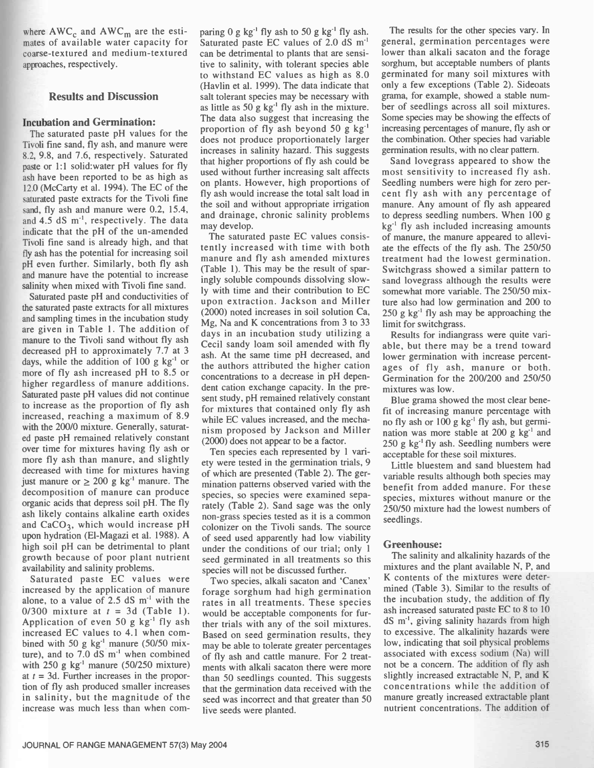where $AWC_c$ and $AWC_m$ are the estimates of available water capacity for coarse-textured and medium-textured approaches, respectively.

## Results and Discussion

### Incubation and Germination:

The saturated paste pH values for the Tivoli fine sand, fly ash, and manure were 8.2, 9.8, and 7.6, respectively. Saturated paste or 1:1 solid:water pH values for fly ash have been reported to be as high as 12.0 (McCarty et al. 1994). The EC of the saturated paste extracts for the Tivoli fine sand, fly ash and manure were 0.2, 15.4, and 4.5 dS $m^{-1}$, respectively. The data indicate that the pH of the un-amended Tivoli fine sand is already high, and that fly ash has the potential for increasing soil pH even further. Similarly, both fly ash and manure have the potential to increase salinity when mixed with Tivoli fine sand.

Saturated paste pH and conductivities of the saturated paste extracts for all mixtures and sampling times in the incubation study are given in Table 1. The addition of manure to the Tivoli sand without fly ash decreased pH to approximately 7.7 at 3 days, while the addition of 100 g $kg^{-1}$ or more of fly ash increased pH to 8.5 or higher regardless of manure additions. Saturated paste pH values did not continue to increase as the proportion of fly ash increased, reaching a maximum of 8.9 with the 200/0 mixture. Generally, saturated paste pH remained relatively constant over time for mixtures having fly ash or more fly ash than manure, and slightly decreased with time for mixtures having just manure or $\geq$ 200 g $kg^{-1}$ manure. The decomposition of manure can produce organic acids that depress soil pH. The fly ash likely contains alkaline earth oxides and $CaCO_3$, which would increase pH upon hydration (El-Magazi et al. 1988). A high soil pH can be detrimental to plant growth because of poor plant nutrient availability and salinity problems.

Saturated paste EC values were increased by the application of manure alone, to a value of 2.5 dS $m^{-1}$ with the 0/300 mixture at $t$ = 3d (Table 1). Application of even 50 g $kg^{-1}$ fly ash increased EC values to 4.1 when combined with 50 g $kg^{-1}$ manure (50/50 mixture), and to 7.0 dS $m^{-1}$ when combined with 250 g $kg^{-1}$ manure (50/250 mixture) at $t$ = 3d. Further increases in the proportion of fly ash produced smaller increases in salinity, but the magnitude of the increase was much less than when comparing 0 g $kg^{-1}$ fly ash to 50 g $kg^{-1}$ fly ash. Saturated paste EC values of 2.0 dS $m^{-1}$ can be detrimental to plants that are sensitive to salinity, with tolerant species able to withstand EC values as high as 8.0 (Havlin et al. 1999). The data indicate that salt tolerant species may be necessary with as little as 50 g $kg^{-1}$ fly ash in the mixture. The data also suggest that increasing the proportion of fly ash beyond 50 g $kg^{-1}$ does not produce proportionately larger increases in salinity hazard. This suggests that higher proportions of fly ash could be used without further increasing salt affects on plants. However, high proportions of fly ash would increase the total salt load in the soil and without appropriate irrigation and drainage, chronic salinity problems may develop.

The saturated paste EC values consistently increased with time with both manure and fly ash amended mixtures (Table 1). This may be the result of sparingly soluble compounds dissolving slowly with time and their contribution to EC upon extraction. Jackson and Miller (2000) noted increases in soil solution Ca, Mg, Na and K concentrations from 3 to 33 days in an incubation study utilizing a Cecil sandy loam soil amended with fly ash. At the same time pH decreased, and the authors attributed the higher cation concentrations to a decrease in pH dependent cation exchange capacity. In the present study, pH remained relatively constant for mixtures that contained only fly ash while EC values increased, and the mechanism proposed by Jackson and Miller (2000) does not appear to be a factor.

Ten species each represented by 1 variety were tested in the germination trials, 9 of which are presented (Table 2). The germination patterns observed varied with the species, so species were examined separately (Table 2). Sand sage was the only non-grass species tested as it is a common colonizer on the Tivoli sands. The source of seed used apparently had low viability under the conditions of our trial; only 1 seed germinated in all treatments so this species will not be discussed further.

Two species, alkali sacaton and 'Canex' forage sorghum had high germination rates in all treatments. These species would be acceptable components for further trials with any of the soil mixtures. Based on seed germination results, they may be able to tolerate greater percentages of fly ash and cattle manure. For 2 treatments with alkali sacaton there were more than 50 seedlings counted. This suggests that the germination data received with the seed was incorrect and that greater than 50 live seeds were planted.

The results for the other species vary. In general, germination percentages were lower than alkali sacaton and the forage sorghum, but acceptable numbers of plants germinated for many soil mixtures with only a few exceptions (Table 2). Sideoats grama, for example, showed a stable number of seedlings across all soil mixtures. Some species may be showing the effects of increasing percentages of manure, fly ash or the combination. Other species had variable germination results, with no clear pattern.

Sand lovegrass appeared to show the most sensitivity to increased fly ash. Seedling numbers were high for zero percent fly ash with any percentage of manure. Any amount of fly ash appeared to depress seedling numbers. When 100 g $kg^{-1}$ fly ash included increasing amounts of manure, the manure appeared to alleviate the effects of the fly ash. The 250/50 treatment had the lowest germination. Switchgrass showed a similar pattern to sand lovegrass although the results were somewhat more variable. The 250/50 mixture also had low germination and 200 to 250 g $kg^{-1}$ fly ash may be approaching the limit for switchgrass.

Results for indiangrass were quite variable, but there may be a trend toward lower germination with increase percentages of fly ash, manure or both. Germination for the 200/200 and 250/50 mixtures was low.

Blue grama showed the most clear benefit of increasing manure percentage with no fly ash or 100 g $kg^{-1}$ fly ash, but germination was more stable at 200 g $kg^{-1}$ and 250 g $kg^{-1}$ fly ash. Seedling numbers were acceptable for these soil mixtures.

Little bluestem and sand bluestem had variable results although both species may benefit from added manure. For these species, mixtures without manure or the 250/50 mixture had the lowest numbers of seedlings.

### Greenhouse:

The salinity and alkalinity hazards of the mixtures and the plant available N, P, and K contents of the mixtures were determined (Table 3). Similar to the results of the incubation study, the addition of fly ash increased saturated paste EC to 8 to 10 dS $m^{-1}$, giving salinity hazards from high to excessive. The alkalinity hazards were low, indicating that soil physical problems associated with excess sodium (Na) will not be a concern. The addition of fly ash slightly increased extractable N, P, and K concentrations while the addition of manure greatly increased extractable plant nutrient concentrations. The addition of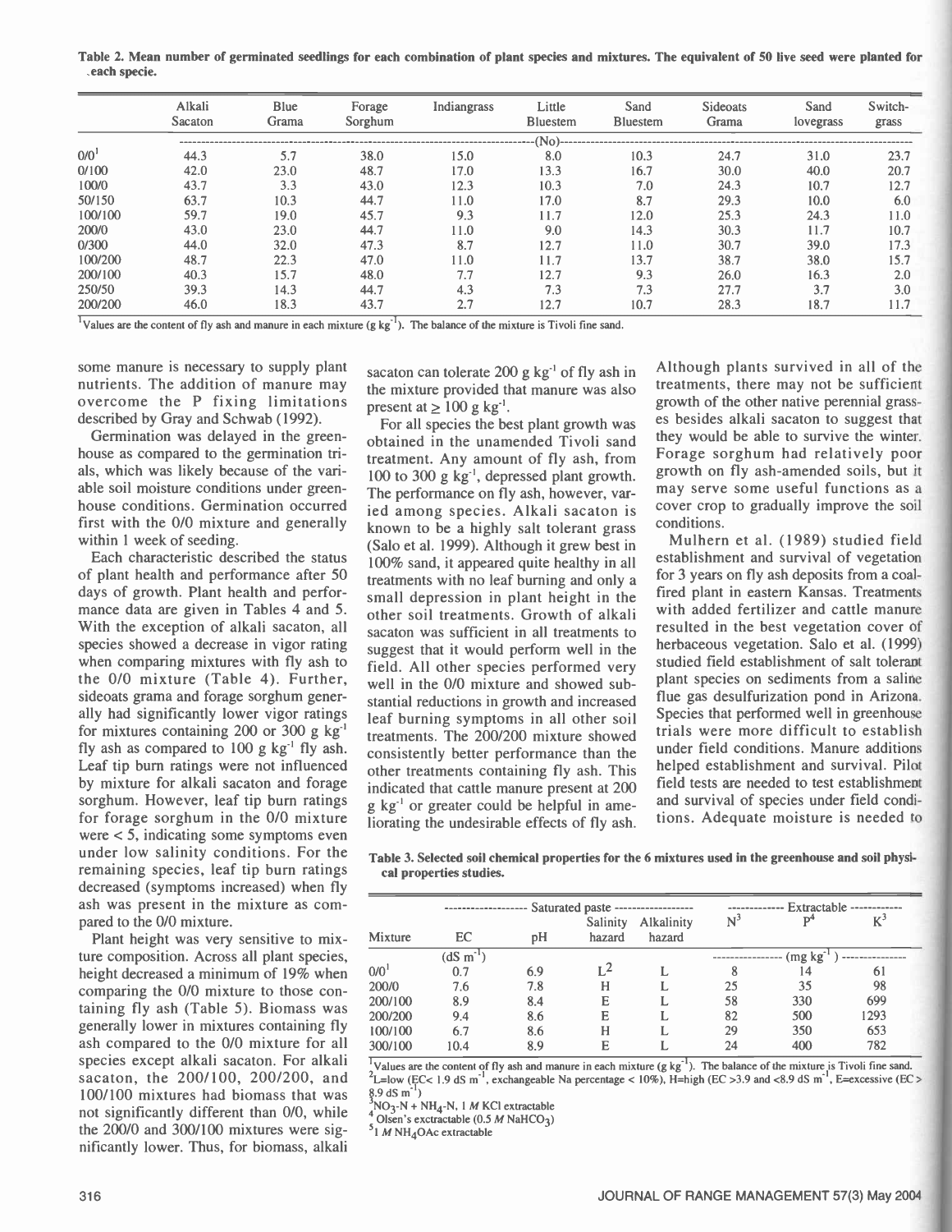**Table 2. Mean number of germinated seedlings for each combination of plant species and mixtures. The equivalent of 50 live seed were planted for each specie.**

| | Alkali Sacaton | Blue Grama | Forage Sorghum | Indiangrass | Little Bluestem | Sand Bluestem | Sideoats Grama | Sand lovegrass | Switch-grass |
|---|---|---|---|---|---|---|---|---|---|
| | (No) | | | | | | | | |
| 0/0[1] | 44.3 | 5.7 | 38.0 | 15.0 | 8.0 | 10.3 | 24.7 | 31.0 | 23.7 |
| 0/100 | 42.0 | 23.0 | 48.7 | 17.0 | 13.3 | 16.7 | 30.0 | 40.0 | 20.7 |
| 100/0 | 43.7 | 3.3 | 43.0 | 12.3 | 10.3 | 7.0 | 24.3 | 10.7 | 12.7 |
| 50/150 | 63.7 | 10.3 | 44.7 | 11.0 | 17.0 | 8.7 | 29.3 | 10.0 | 6.0 |
| 100/100 | 59.7 | 19.0 | 45.7 | 9.3 | 11.7 | 12.0 | 25.3 | 24.3 | 11.0 |
| 200/0 | 43.0 | 23.0 | 44.7 | 11.0 | 9.0 | 14.3 | 30.3 | 11.7 | 10.7 |
| 0/300 | 44.0 | 32.0 | 47.3 | 8.7 | 12.7 | 11.0 | 30.7 | 39.0 | 17.3 |
| 100/200 | 48.7 | 22.3 | 47.0 | 11.0 | 11.7 | 13.7 | 38.7 | 38.0 | 15.7 |
| 200/100 | 40.3 | 15.7 | 48.0 | 7.7 | 12.7 | 9.3 | 26.0 | 16.3 | 2.0 |
| 250/50 | 39.3 | 14.3 | 44.7 | 4.3 | 7.3 | 7.3 | 27.7 | 3.7 | 3.0 |
| 200/200 | 46.0 | 18.3 | 43.7 | 2.7 | 12.7 | 10.7 | 28.3 | 18.7 | 11.7 |

[1]Values are the content of fly ash and manure in each mixture (g kg$^{-1}$). The balance of the mixture is Tivoli fine sand.

some manure is necessary to supply plant nutrients. The addition of manure may overcome the P fixing limitations described by Gray and Schwab (1992).

Germination was delayed in the greenhouse as compared to the germination trials, which was likely because of the variable soil moisture conditions under greenhouse conditions. Germination occurred first with the 0/0 mixture and generally within 1 week of seeding.

Each characteristic described the status of plant health and performance after 50 days of growth. Plant health and performance data are given in Tables 4 and 5. With the exception of alkali sacaton, all species showed a decrease in vigor rating when comparing mixtures with fly ash to the 0/0 mixture (Table 4). Further, sideoats grama and forage sorghum generally had significantly lower vigor ratings for mixtures containing 200 or 300 g kg$^{-1}$ fly ash as compared to 100 g kg$^{-1}$ fly ash. Leaf tip burn ratings were not influenced by mixture for alkali sacaton and forage sorghum. However, leaf tip burn ratings for forage sorghum in the 0/0 mixture were < 5, indicating some symptoms even under low salinity conditions. For the remaining species, leaf tip burn ratings decreased (symptoms increased) when fly ash was present in the mixture as compared to the 0/0 mixture.

Plant height was very sensitive to mixture composition. Across all plant species, height decreased a minimum of 19% when comparing the 0/0 mixture to those containing fly ash (Table 5). Biomass was generally lower in mixtures containing fly ash compared to the 0/0 mixture for all species except alkali sacaton. For alkali sacaton, the 200/100, 200/200, and 100/100 mixtures had biomass that was not significantly different than 0/0, while the 200/0 and 300/100 mixtures were significantly lower. Thus, for biomass, alkali sacaton can tolerate 200 g kg$^{-1}$ of fly ash in the mixture provided that manure was also present at $\geq$ 100 g kg$^{-1}$.

For all species the best plant growth was obtained in the unamended Tivoli sand treatment. Any amount of fly ash, from 100 to 300 g kg$^{-1}$, depressed plant growth. The performance on fly ash, however, varied among species. Alkali sacaton is known to be a highly salt tolerant grass (Salo et al. 1999). Although it grew best in 100% sand, it appeared quite healthy in all treatments with no leaf burning and only a small depression in plant height in the other soil treatments. Growth of alkali sacaton was sufficient in all treatments to suggest that it would perform well in the field. All other species performed very well in the 0/0 mixture and showed substantial reductions in growth and increased leaf burning symptoms in all other soil treatments. The 200/200 mixture showed consistently better performance than the other treatments containing fly ash. This indicated that cattle manure present at 200 g kg$^{-1}$ or greater could be helpful in ameliorating the undesirable effects of fly ash. Although plants survived in all of the treatments, there may not be sufficient growth of the other native perennial grasses besides alkali sacaton to suggest that they would be able to survive the winter. Forage sorghum had relatively poor growth on fly ash-amended soils, but it may serve some useful functions as a cover crop to gradually improve the soil conditions.

Mulhern et al. (1989) studied field establishment and survival of vegetation for 3 years on fly ash deposits from a coal-fired plant in eastern Kansas. Treatments with added fertilizer and cattle manure resulted in the best vegetation cover of herbaceous vegetation. Salo et al. (1999) studied field establishment of salt tolerant plant species on sediments from a saline flue gas desulfurization pond in Arizona. Species that performed well in greenhouse trials were more difficult to establish under field conditions. Manure additions helped establishment and survival. Pilot field tests are needed to test establishment and survival of species under field conditions. Adequate moisture is needed to

**Table 3. Selected soil chemical properties for the 6 mixtures used in the greenhouse and soil physical properties studies.**

| Mixture | Saturated paste EC | pH | Salinity hazard | Alkalinity hazard | Extractable $N^3$ | $P^4$ | $K^5$ |
|---|---|---|---|---|---|---|---|
| | (dS m$^{-1}$) | | | | (mg kg$^{-1}$) | | |
| 0/0[1] | 0.7 | 6.9 | L[2] | L | 8 | 14 | 61 |
| 200/0 | 7.6 | 7.8 | H | L | 25 | 35 | 98 |
| 200/100 | 8.9 | 8.4 | E | L | 58 | 330 | 699 |
| 200/200 | 9.4 | 8.6 | E | L | 82 | 500 | 1293 |
| 100/100 | 6.7 | 8.6 | H | L | 29 | 350 | 653 |
| 300/100 | 10.4 | 8.9 | E | L | 24 | 400 | 782 |

[1]Values are the content of fly ash and manure in each mixture (g kg$^{-1}$). The balance of the mixture is Tivoli fine sand.
[2]L=low (EC< 1.9 dS m$^{-1}$, exchangeable Na percentage < 10%), H=high (EC >3.9 and <8.9 dS m$^{-1}$, E=excessive (EC > 8.9 dS m$^{-1}$)
[3]$NO_3$-N + $NH_4$-N, 1 *M* KCl extractable
[4]Olsen's exctractable (0.5 *M* $NaHCO_3$)
[5]1 *M* $NH_4OAc$ extractable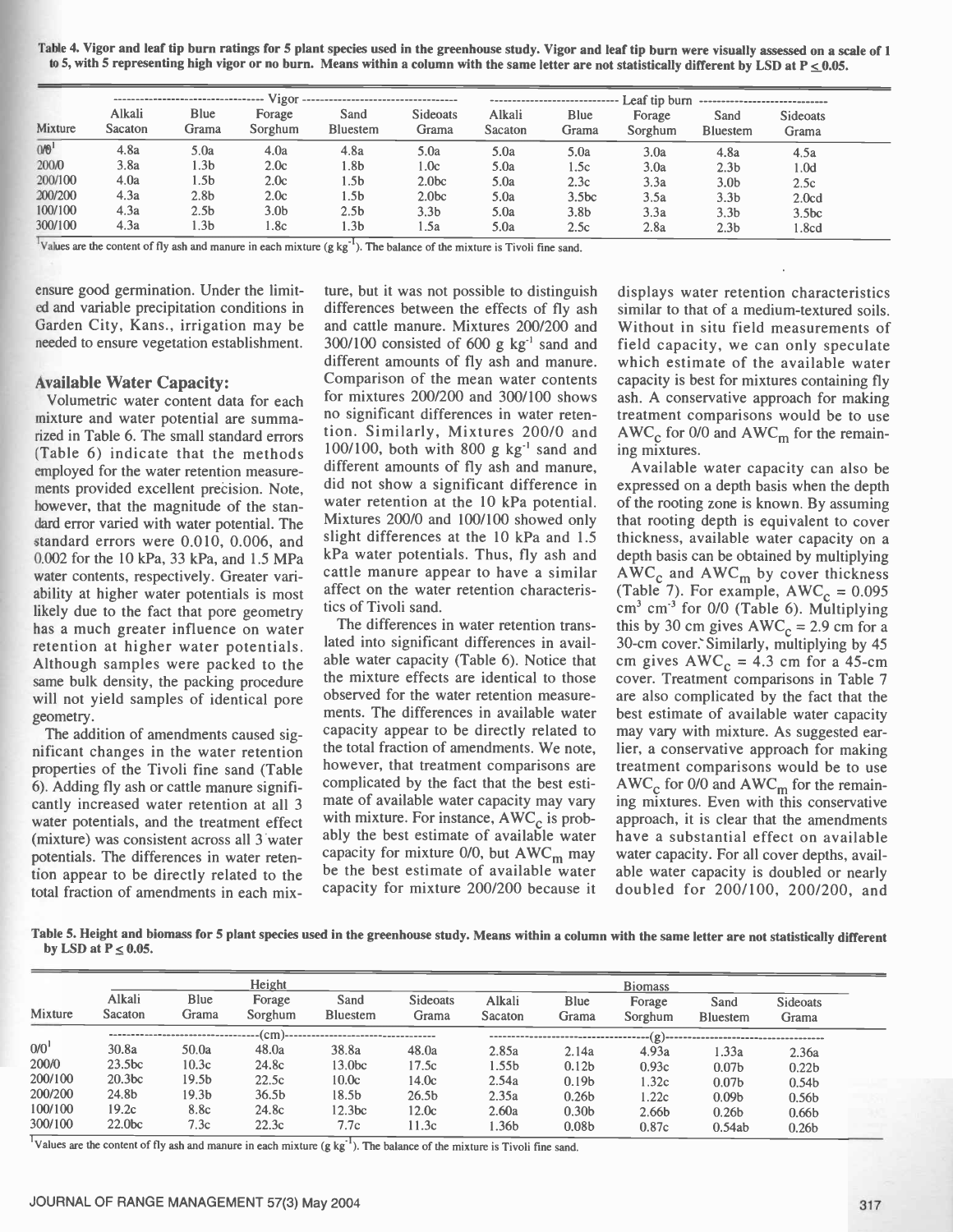**Table 4. Vigor and leaf tip burn ratings for 5 plant species used in the greenhouse study. Vigor and leaf tip burn were visually assessed on a scale of 1 to 5, with 5 representing high vigor or no burn. Means within a column with the same letter are not statistically different by LSD at P ≤ 0.05.**

| | Vigor | | | | | Leaf tip burn | | | | |
|---|---|---|---|---|---|---|---|---|---|---|
| Mixture | Alkali Sacaton | Blue Grama | Forage Sorghum | Sand Bluestem | Sideoats Grama | Alkali Sacaton | Blue Grama | Forage Sorghum | Sand Bluestem | Sideoats Grama |
| 0/0[1] | 4.8a | 5.0a | 4.0a | 4.8a | 5.0a | 5.0a | 5.0a | 3.0a | 4.8a | 4.5a |
| 200/0 | 3.8a | 1.3b | 2.0c | 1.8b | 1.0c | 5.0a | 1.5c | 3.0a | 2.3b | 1.0d |
| 200/100 | 4.0a | 1.5b | 2.0c | 1.5b | 2.0bc | 5.0a | 2.3c | 3.3a | 3.0b | 2.5c |
| 200/200 | 4.3a | 2.8b | 2.0c | 1.5b | 2.0bc | 5.0a | 3.5bc | 3.5a | 3.3b | 2.0cd |
| 100/100 | 4.3a | 2.5b | 3.0b | 2.5b | 3.3b | 5.0a | 3.8b | 3.3a | 3.3b | 3.5bc |
| 300/100 | 4.3a | 1.3b | 1.8c | 1.3b | 1.5a | 5.0a | 2.5c | 2.8a | 2.3b | 1.8cd |

[1]Values are the content of fly ash and manure in each mixture (g $kg^{-1}$). The balance of the mixture is Tivoli fine sand.

ensure good germination. Under the limited and variable precipitation conditions in Garden City, Kans., irrigation may be needed to ensure vegetation establishment.

## Available Water Capacity:

Volumetric water content data for each mixture and water potential are summarized in Table 6. The small standard errors (Table 6) indicate that the methods employed for the water retention measurements provided excellent precision. Note, however, that the magnitude of the standard error varied with water potential. The standard errors were 0.010, 0.006, and 0.002 for the 10 kPa, 33 kPa, and 1.5 MPa water contents, respectively. Greater variability at higher water potentials is most likely due to the fact that pore geometry has a much greater influence on water retention at higher water potentials. Although samples were packed to the same bulk density, the packing procedure will not yield samples of identical pore geometry.

The addition of amendments caused significant changes in the water retention properties of the Tivoli fine sand (Table 6). Adding fly ash or cattle manure significantly increased water retention at all 3 water potentials, and the treatment effect (mixture) was consistent across all 3 water potentials. The differences in water retention appear to be directly related to the total fraction of amendments in each mixture, but it was not possible to distinguish differences between the effects of fly ash and cattle manure. Mixtures 200/200 and 300/100 consisted of 600 g $kg^{-1}$ sand and different amounts of fly ash and manure. Comparison of the mean water contents for mixtures 200/200 and 300/100 shows no significant differences in water retention. Similarly, Mixtures 200/0 and 100/100, both with 800 g $kg^{-1}$ sand and different amounts of fly ash and manure, did not show a significant difference in water retention at the 10 kPa potential. Mixtures 200/0 and 100/100 showed only slight differences at the 10 kPa and 1.5 kPa water potentials. Thus, fly ash and cattle manure appear to have a similar affect on the water retention characteristics of Tivoli sand.

The differences in water retention translated into significant differences in available water capacity (Table 6). Notice that the mixture effects are identical to those observed for the water retention measurements. The differences in available water capacity appear to be directly related to the total fraction of amendments. We note, however, that treatment comparisons are complicated by the fact that the best estimate of available water capacity may vary with mixture. For instance, $AWC_c$ is probably the best estimate of available water capacity for mixture 0/0, but $AWC_m$ may be the best estimate of available water capacity for mixture 200/200 because it displays water retention characteristics similar to that of a medium-textured soils. Without in situ field measurements of field capacity, we can only speculate which estimate of the available water capacity is best for mixtures containing fly ash. A conservative approach for making treatment comparisons would be to use $AWC_c$ for 0/0 and $AWC_m$ for the remaining mixtures.

Available water capacity can also be expressed on a depth basis when the depth of the rooting zone is known. By assuming that rooting depth is equivalent to cover thickness, available water capacity on a depth basis can be obtained by multiplying $AWC_c$ and $AWC_m$ by cover thickness (Table 7). For example, $AWC_c$ = 0.095 $cm^3$ $cm^{-3}$ for 0/0 (Table 6). Multiplying this by 30 cm gives $AWC_c$ = 2.9 cm for a 30-cm cover. Similarly, multiplying by 45 cm gives $AWC_c$ = 4.3 cm for a 45-cm cover. Treatment comparisons in Table 7 are also complicated by the fact that the best estimate of available water capacity may vary with mixture. As suggested earlier, a conservative approach for making treatment comparisons would be to use $AWC_c$ for 0/0 and $AWC_m$ for the remaining mixtures. Even with this conservative approach, it is clear that the amendments have a substantial effect on available water capacity. For all cover depths, available water capacity is doubled or nearly doubled for 200/100, 200/200, and

**Table 5. Height and biomass for 5 plant species used in the greenhouse study. Means within a column with the same letter are not statistically different by LSD at P ≤ 0.05.**

| | Height | | | | | Biomass | | | | |
|---|---|---|---|---|---|---|---|---|---|---|
| Mixture | Alkali Sacaton | Blue Grama | Forage Sorghum | Sand Bluestem | Sideoats Grama | Alkali Sacaton | Blue Grama | Forage Sorghum | Sand Bluestem | Sideoats Grama |
| | (cm) | | | | | (g) | | | | |
| 0/0[1] | 30.8a | 50.0a | 48.0a | 38.8a | 48.0a | 2.85a | 2.14a | 4.93a | 1.33a | 2.36a |
| 200/0 | 23.5bc | 10.3c | 24.8c | 13.0bc | 17.5c | 1.55b | 0.12b | 0.93c | 0.07b | 0.22b |
| 200/100 | 20.3bc | 19.5b | 22.5c | 10.0c | 14.0c | 2.54a | 0.19b | 1.32c | 0.07b | 0.54b |
| 200/200 | 24.8b | 19.3b | 36.5b | 18.5b | 26.5b | 2.35a | 0.26b | 1.22c | 0.09b | 0.56b |
| 100/100 | 19.2c | 8.8c | 24.8c | 12.3bc | 12.0c | 2.60a | 0.30b | 2.66b | 0.26b | 0.66b |
| 300/100 | 22.0bc | 7.3c | 22.3c | 7.7c | 11.3c | 1.36b | 0.08b | 0.87c | 0.54ab | 0.26b |

[1]Values are the content of fly ash and manure in each mixture (g $kg^{-1}$). The balance of the mixture is Tivoli fine sand.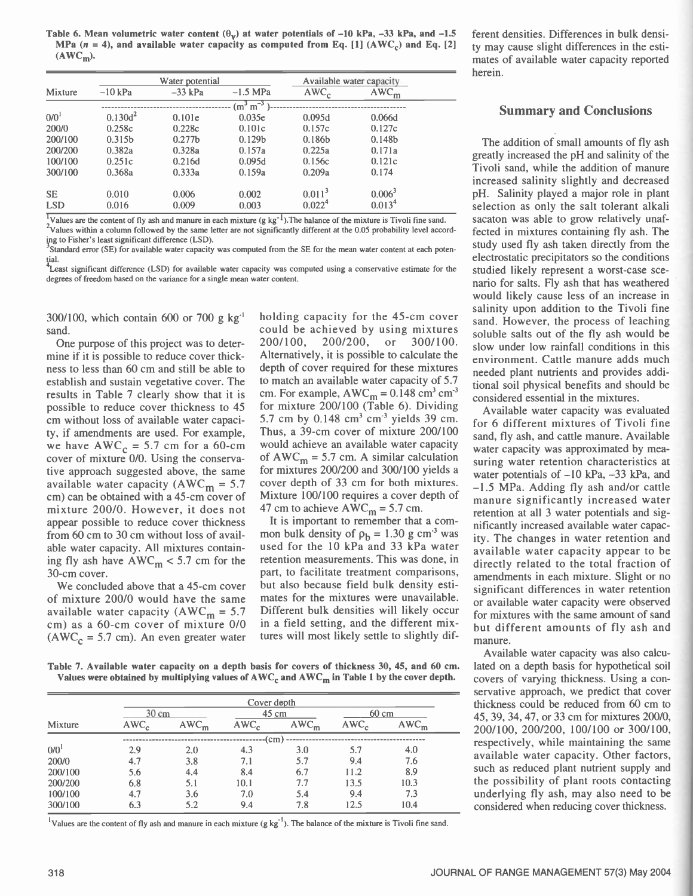**Table 6. Mean volumetric water content ($\theta_v$) at water potentials of –10 kPa, –33 kPa, and –1.5 MPa ($n$ = 4), and available water capacity as computed from Eq. [1] ($AWC_c$) and Eq. [2] ($AWC_m$).**

| Mixture | Water potential | | | Available water capacity | |
|---|---|---|---|---|---|
| | –10 kPa | –33 kPa | –1.5 MPa | $AWC_c$ | $AWC_m$ |
| | ($m^3$ $m^{-3}$) | | | | |
| 0/0[1] | 0.130d[2] | 0.101e | 0.035e | 0.095d | 0.066d |
| 200/0 | 0.258c | 0.228c | 0.101c | 0.157c | 0.127c |
| 200/100 | 0.315b | 0.277b | 0.129b | 0.186b | 0.148b |
| 200/200 | 0.382a | 0.328a | 0.157a | 0.225a | 0.171a |
| 100/100 | 0.251c | 0.216d | 0.095d | 0.156c | 0.121c |
| 300/100 | 0.368a | 0.333a | 0.159a | 0.209a | 0.174 |
| SE | 0.010 | 0.006 | 0.002 | 0.011[3] | 0.006[3] |
| LSD | 0.016 | 0.009 | 0.003 | 0.022[4] | 0.013[4] |

[1]Values are the content of fly ash and manure in each mixture (g $kg^{-1}$). The balance of the mixture is Tivoli fine sand.
[2]Values within a column followed by the same letter are not significantly different at the 0.05 probability level according to Fisher's least significant difference (LSD).
[3]Standard error (SE) for available water capacity was computed from the SE for the mean water content at each potential.
[4]Least significant difference (LSD) for available water capacity was computed using a conservative estimate for the degrees of freedom based on the variance for a single mean water content.

300/100, which contain 600 or 700 g $kg^{-1}$ sand.

One purpose of this project was to determine if it is possible to reduce cover thickness to less than 60 cm and still be able to establish and sustain vegetative cover. The results in Table 7 clearly show that it is possible to reduce cover thickness to 45 cm without loss of available water capacity, if amendments are used. For example, we have $AWC_c$ = 5.7 cm for a 60-cm cover of mixture 0/0. Using the conservative approach suggested above, the same available water capacity ($AWC_m$ = 5.7 cm) can be obtained with a 45-cm cover of mixture 200/0. However, it does not appear possible to reduce cover thickness from 60 cm to 30 cm without loss of available water capacity. All mixtures containing fly ash have $AWC_m$ < 5.7 cm for the 30-cm cover.

We concluded above that a 45-cm cover of mixture 200/0 would have the same available water capacity ($AWC_m$ = 5.7 cm) as a 60-cm cover of mixture 0/0 ($AWC_c$ = 5.7 cm). An even greater water holding capacity for the 45-cm cover could be achieved by using mixtures 200/100, 200/200, or 300/100. Alternatively, it is possible to calculate the depth of cover required for these mixtures to match an available water capacity of 5.7 cm. For example, $AWC_m$ = 0.148 $cm^3$ $cm^{-3}$ for mixture 200/100 (Table 6). Dividing 5.7 cm by 0.148 $cm^3$ $cm^{-3}$ yields 39 cm. Thus, a 39-cm cover of mixture 200/100 would achieve an available water capacity of $AWC_m$ = 5.7 cm. A similar calculation for mixtures 200/200 and 300/100 yields a cover depth of 33 cm for both mixtures. Mixture 100/100 requires a cover depth of 47 cm to achieve $AWC_m$ = 5.7 cm.

It is important to remember that a common bulk density of $\rho_b$ = 1.30 g $cm^{-3}$ was used for the 10 kPa and 33 kPa water retention measurements. This was done, in part, to facilitate treatment comparisons, but also because field bulk density estimates for the mixtures were unavailable. Different bulk densities will likely occur in a field setting, and the different mixtures will most likely settle to slightly different densities. Differences in bulk density may cause slight differences in the estimates of available water capacity reported herein.

**Table 7. Available water capacity on a depth basis for covers of thickness 30, 45, and 60 cm. Values were obtained by multiplying values of $AWC_c$ and $AWC_m$ in Table 1 by the cover depth.**

| Mixture | Cover depth | | | | | |
|---|---|---|---|---|---|---|
| | 30 cm | | 45 cm | | 60 cm | |
| | $AWC_c$ | $AWC_m$ | $AWC_c$ | $AWC_m$ | $AWC_c$ | $AWC_m$ |
| | (cm) | | | | | |
| 0/0[1] | 2.9 | 2.0 | 4.3 | 3.0 | 5.7 | 4.0 |
| 200/0 | 4.7 | 3.8 | 7.1 | 5.7 | 9.4 | 7.6 |
| 200/100 | 5.6 | 4.4 | 8.4 | 6.7 | 11.2 | 8.9 |
| 200/200 | 6.8 | 5.1 | 10.1 | 7.7 | 13.5 | 10.3 |
| 100/100 | 4.7 | 3.6 | 7.0 | 5.4 | 9.4 | 7.3 |
| 300/100 | 6.3 | 5.2 | 9.4 | 7.8 | 12.5 | 10.4 |

[1]Values are the content of fly ash and manure in each mixture (g $kg^{-1}$). The balance of the mixture is Tivoli fine sand.

## Summary and Conclusions

The addition of small amounts of fly ash greatly increased the pH and salinity of the Tivoli sand, while the addition of manure increased salinity slightly and decreased pH. Salinity played a major role in plant selection as only the salt tolerant alkali sacaton was able to grow relatively unaffected in mixtures containing fly ash. The study used fly ash taken directly from the electrostatic precipitators so the conditions studied likely represent a worst-case scenario for salts. Fly ash that has weathered would likely cause less of an increase in salinity upon addition to the Tivoli fine sand. However, the process of leaching soluble salts out of the fly ash would be slow under low rainfall conditions in this environment. Cattle manure adds much needed plant nutrients and provides additional soil physical benefits and should be considered essential in the mixtures.

Available water capacity was evaluated for 6 different mixtures of Tivoli fine sand, fly ash, and cattle manure. Available water capacity was approximated by measuring water retention characteristics at water potentials of –10 kPa, –33 kPa, and –1.5 MPa. Adding fly ash and/or cattle manure significantly increased water retention at all 3 water potentials and significantly increased available water capacity. The changes in water retention and available water capacity appear to be directly related to the total fraction of amendments in each mixture. Slight or no significant differences in water retention or available water capacity were observed for mixtures with the same amount of sand but different amounts of fly ash and manure.

Available water capacity was also calculated on a depth basis for hypothetical soil covers of varying thickness. Using a conservative approach, we predict that cover thickness could be reduced from 60 cm to 45, 39, 34, 47, or 33 cm for mixtures 200/0, 200/100, 200/200, 100/100 or 300/100, respectively, while maintaining the same available water capacity. Other factors, such as reduced plant nutrient supply and the possibility of plant roots contacting underlying fly ash, may also need to be considered when reducing cover thickness.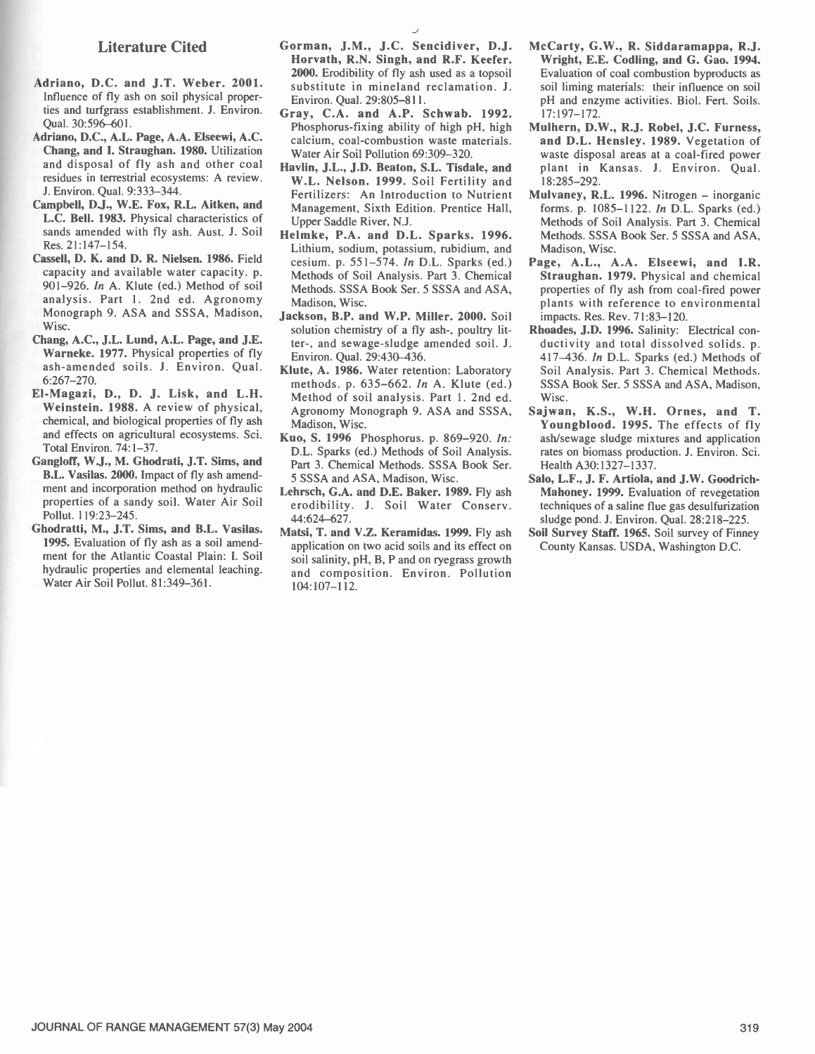## Literature Cited

**Adriano, D.C. and J.T. Weber. 2001.** Influence of fly ash on soil physical properties and turfgrass establishment. J. Environ. Qual. 30:596–601.

**Adriano, D.C., A.L. Page, A.A. Elseewi, A.C. Chang, and I. Straughan. 1980.** Utilization and disposal of fly ash and other coal residues in terrestrial ecosystems: A review. J. Environ. Qual. 9:333–344.

**Campbell, D.J., W.E. Fox, R.L. Aitken, and L.C. Bell. 1983.** Physical characteristics of sands amended with fly ash. Aust. J. Soil Res. 21:147–154.

**Cassell, D. K. and D. R. Nielsen. 1986.** Field capacity and available water capacity. p. 901–926. *In* A. Klute (ed.) Method of soil analysis. Part 1. 2nd ed. Agronomy Monograph 9. ASA and SSSA, Madison, Wisc.

**Chang, A.C., J.L. Lund, A.L. Page, and J.E. Warneke. 1977.** Physical properties of fly ash-amended soils. J. Environ. Qual. 6:267–270.

**El-Magazi, D., D. J. Lisk, and L.H. Weinstein. 1988.** A review of physical, chemical, and biological properties of fly ash and effects on agricultural ecosystems. Sci. Total Environ. 74:1–37.

**Gangloff, W.J., M. Ghodrati, J.T. Sims, and B.L. Vasilas. 2000.** Impact of fly ash amendment and incorporation method on hydraulic properties of a sandy soil. Water Air Soil Pollut. 119:23–245.

**Ghodratti, M., J.T. Sims, and B.L. Vasilas. 1995.** Evaluation of fly ash as a soil amendment for the Atlantic Coastal Plain: I. Soil hydraulic properties and elemental leaching. Water Air Soil Pollut. 81:349–361.

**Gorman, J.M., J.C. Sencidiver, D.J. Horvath, R.N. Singh, and R.F. Keefer. 2000.** Erodibility of fly ash used as a topsoil substitute in mineland reclamation. J. Environ. Qual. 29:805–811.

**Gray, C.A. and A.P. Schwab. 1992.** Phosphorus-fixing ability of high pH, high calcium, coal-combustion waste materials. Water Air Soil Pollution 69:309–320.

**Havlin, J.L., J.D. Beaton, S.L. Tisdale, and W.L. Nelson. 1999.** Soil Fertility and Fertilizers: An Introduction to Nutrient Management, Sixth Edition. Prentice Hall, Upper Saddle River, N.J.

**Helmke, P.A. and D.L. Sparks. 1996.** Lithium, sodium, potassium, rubidium, and cesium. p. 551–574. *In* D.L. Sparks (ed.) Methods of Soil Analysis. Part 3. Chemical Methods. SSSA Book Ser. 5 SSSA and ASA, Madison, Wisc.

**Jackson, B.P. and W.P. Miller. 2000.** Soil solution chemistry of a fly ash-, poultry litter-, and sewage-sludge amended soil. J. Environ. Qual. 29:430–436.

**Klute, A. 1986.** Water retention: Laboratory methods. p. 635–662. *In* A. Klute (ed.) Method of soil analysis. Part 1. 2nd ed. Agronomy Monograph 9. ASA and SSSA, Madison, Wisc.

**Kuo, S. 1996** Phosphorus. p. 869–920. *In:* D.L. Sparks (ed.) Methods of Soil Analysis. Part 3. Chemical Methods. SSSA Book Ser. 5 SSSA and ASA, Madison, Wisc.

**Lehrsch, G.A. and D.E. Baker. 1989.** Fly ash erodibility. J. Soil Water Conserv. 44:624–627.

**Matsi, T. and V.Z. Keramidas. 1999.** Fly ash application on two acid soils and its effect on soil salinity, pH, B, P and on ryegrass growth and composition. Environ. Pollution 104:107–112.

**McCarty, G.W., R. Siddaramappa, R.J. Wright, E.E. Codling, and G. Gao. 1994.** Evaluation of coal combustion byproducts as soil liming materials: their influence on soil pH and enzyme activities. Biol. Fert. Soils. 17:197–172.

**Mulhern, D.W., R.J. Robel, J.C. Furness, and D.L. Hensley. 1989.** Vegetation of waste disposal areas at a coal-fired power plant in Kansas. J. Environ. Qual. 18:285–292.

**Mulvaney, R.L. 1996.** Nitrogen – inorganic forms. p. 1085–1122. *In* D.L. Sparks (ed.) Methods of Soil Analysis. Part 3. Chemical Methods. SSSA Book Ser. 5 SSSA and ASA, Madison, Wisc.

**Page, A.L., A.A. Elseewi, and I.R. Straughan. 1979.** Physical and chemical properties of fly ash from coal-fired power plants with reference to environmental impacts. Res. Rev. 71:83–120.

**Rhoades, J.D. 1996.** Salinity: Electrical conductivity and total dissolved solids. p. 417–436. *In* D.L. Sparks (ed.) Methods of Soil Analysis. Part 3. Chemical Methods. SSSA Book Ser. 5 SSSA and ASA, Madison, Wisc.

**Sajwan, K.S., W.H. Ornes, and T. Youngblood. 1995.** The effects of fly ash/sewage sludge mixtures and application rates on biomass production. J. Environ. Sci. Health A30:1327–1337.

**Salo, L.F., J. F. Artiola, and J.W. Goodrich-Mahoney. 1999.** Evaluation of revegetation techniques of a saline flue gas desulfurization sludge pond. J. Environ. Qual. 28:218–225.

**Soil Survey Staff. 1965.** Soil survey of Finney County Kansas. USDA, Washington D.C.